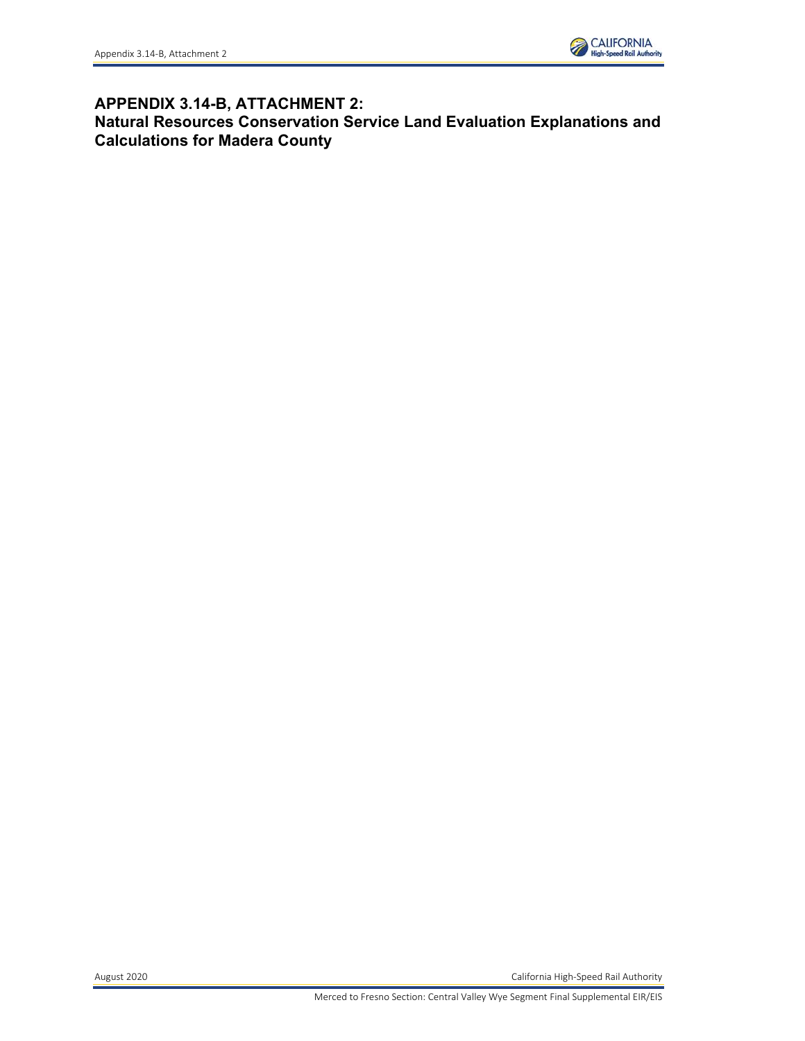# APPENDIX 3.14-B, ATTACHMENT 2: Natural Resources Conservation Service Land Evaluation Explanations and Calculations for Madera County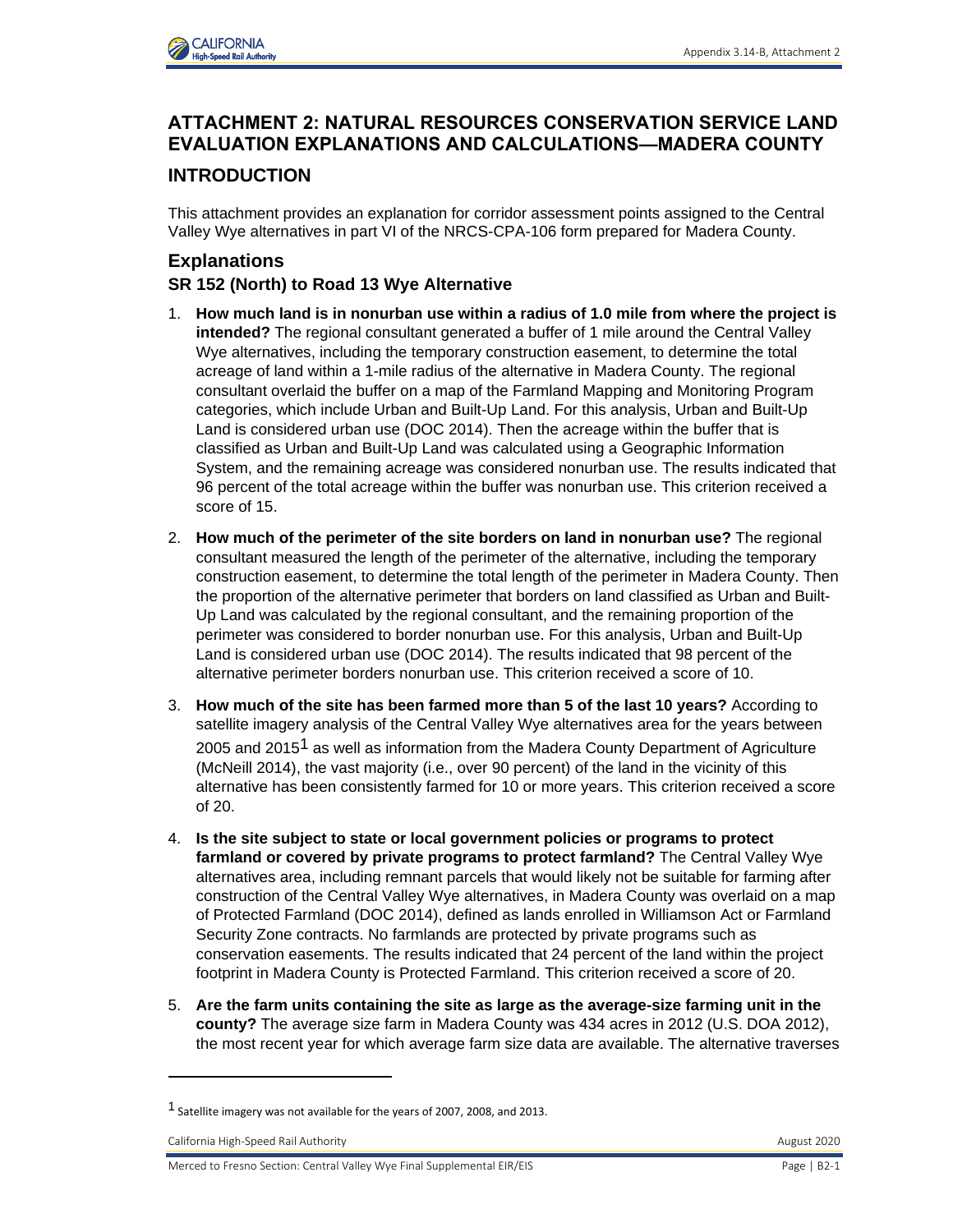# ATTACHMENT 2: NATURAL RESOURCES CONSERVATION SERVICE LAND EVALUATION EXPLANATIONS AND CALCULATIONS—MADERA COUNTY

## INTRODUCTION

This attachment provides an explanation for corridor assessment points assigned to the Central Valley Wye alternatives in part VI of the NRCS-CPA-106 form prepared for Madera County.

## Explanations

### SR 152 (North) to Road 13 Wye Alternative

1. **How much land is in nonurban use within a radius of 1.0 mile from where the project is intended?** The regional consultant generated a buffer of 1 mile around the Central Valley Wye alternatives, including the temporary construction easement, to determine the total acreage of land within a 1-mile radius of the alternative in Madera County. The regional consultant overlaid the buffer on a map of the Farmland Mapping and Monitoring Program categories, which include Urban and Built-Up Land. For this analysis, Urban and Built-Up Land is considered urban use (DOC 2014). Then the acreage within the buffer that is classified as Urban and Built-Up Land was calculated using a Geographic Information System, and the remaining acreage was considered nonurban use. The results indicated that 96 percent of the total acreage within the buffer was nonurban use. This criterion received a score of 15.
2. **How much of the perimeter of the site borders on land in nonurban use?** The regional consultant measured the length of the perimeter of the alternative, including the temporary construction easement, to determine the total length of the perimeter in Madera County. Then the proportion of the alternative perimeter that borders on land classified as Urban and Built-Up Land was calculated by the regional consultant, and the remaining proportion of the perimeter was considered to border nonurban use. For this analysis, Urban and Built-Up Land is considered urban use (DOC 2014). The results indicated that 98 percent of the alternative perimeter borders nonurban use. This criterion received a score of 10.
3. **How much of the site has been farmed more than 5 of the last 10 years?** According to satellite imagery analysis of the Central Valley Wye alternatives area for the years between 2005 and 2015[1] as well as information from the Madera County Department of Agriculture (McNeill 2014), the vast majority (i.e., over 90 percent) of the land in the vicinity of this alternative has been consistently farmed for 10 or more years. This criterion received a score of 20.
4. **Is the site subject to state or local government policies or programs to protect farmland or covered by private programs to protect farmland?** The Central Valley Wye alternatives area, including remnant parcels that would likely not be suitable for farming after construction of the Central Valley Wye alternatives, in Madera County was overlaid on a map of Protected Farmland (DOC 2014), defined as lands enrolled in Williamson Act or Farmland Security Zone contracts. No farmlands are protected by private programs such as conservation easements. The results indicated that 24 percent of the land within the project footprint in Madera County is Protected Farmland. This criterion received a score of 20.
5. **Are the farm units containing the site as large as the average-size farming unit in the county?** The average size farm in Madera County was 434 acres in 2012 (U.S. DOA 2012), the most recent year for which average farm size data are available. The alternative traverses

[1] Satellite imagery was not available for the years of 2007, 2008, and 2013.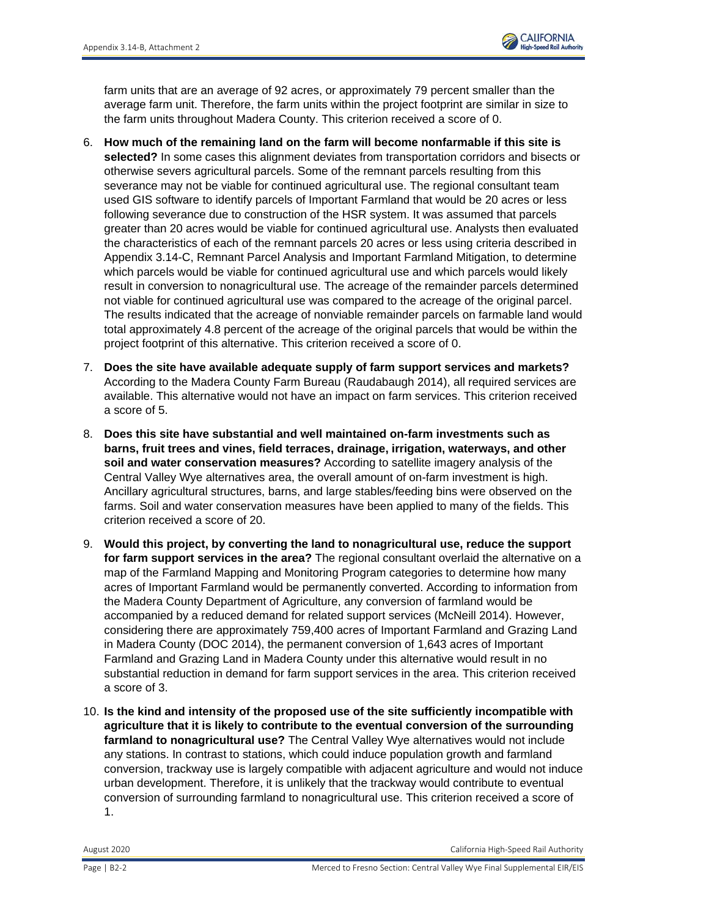farm units that are an average of 92 acres, or approximately 79 percent smaller than the average farm unit. Therefore, the farm units within the project footprint are similar in size to the farm units throughout Madera County. This criterion received a score of 0.

6. **How much of the remaining land on the farm will become nonfarmable if this site is selected?** In some cases this alignment deviates from transportation corridors and bisects or otherwise severs agricultural parcels. Some of the remnant parcels resulting from this severance may not be viable for continued agricultural use. The regional consultant team used GIS software to identify parcels of Important Farmland that would be 20 acres or less following severance due to construction of the HSR system. It was assumed that parcels greater than 20 acres would be viable for continued agricultural use. Analysts then evaluated the characteristics of each of the remnant parcels 20 acres or less using criteria described in Appendix 3.14-C, Remnant Parcel Analysis and Important Farmland Mitigation, to determine which parcels would be viable for continued agricultural use and which parcels would likely result in conversion to nonagricultural use. The acreage of the remainder parcels determined not viable for continued agricultural use was compared to the acreage of the original parcel. The results indicated that the acreage of nonviable remainder parcels on farmable land would total approximately 4.8 percent of the acreage of the original parcels that would be within the project footprint of this alternative. This criterion received a score of 0.

7. **Does the site have available adequate supply of farm support services and markets?** According to the Madera County Farm Bureau (Raudabaugh 2014), all required services are available. This alternative would not have an impact on farm services. This criterion received a score of 5.

8. **Does this site have substantial and well maintained on-farm investments such as barns, fruit trees and vines, field terraces, drainage, irrigation, waterways, and other soil and water conservation measures?** According to satellite imagery analysis of the Central Valley Wye alternatives area, the overall amount of on-farm investment is high. Ancillary agricultural structures, barns, and large stables/feeding bins were observed on the farms. Soil and water conservation measures have been applied to many of the fields. This criterion received a score of 20.

9. **Would this project, by converting the land to nonagricultural use, reduce the support for farm support services in the area?** The regional consultant overlaid the alternative on a map of the Farmland Mapping and Monitoring Program categories to determine how many acres of Important Farmland would be permanently converted. According to information from the Madera County Department of Agriculture, any conversion of farmland would be accompanied by a reduced demand for related support services (McNeill 2014). However, considering there are approximately 759,400 acres of Important Farmland and Grazing Land in Madera County (DOC 2014), the permanent conversion of 1,643 acres of Important Farmland and Grazing Land in Madera County under this alternative would result in no substantial reduction in demand for farm support services in the area. This criterion received a score of 3.

10. **Is the kind and intensity of the proposed use of the site sufficiently incompatible with agriculture that it is likely to contribute to the eventual conversion of the surrounding farmland to nonagricultural use?** The Central Valley Wye alternatives would not include any stations. In contrast to stations, which could induce population growth and farmland conversion, trackway use is largely compatible with adjacent agriculture and would not induce urban development. Therefore, it is unlikely that the trackway would contribute to eventual conversion of surrounding farmland to nonagricultural use. This criterion received a score of 1.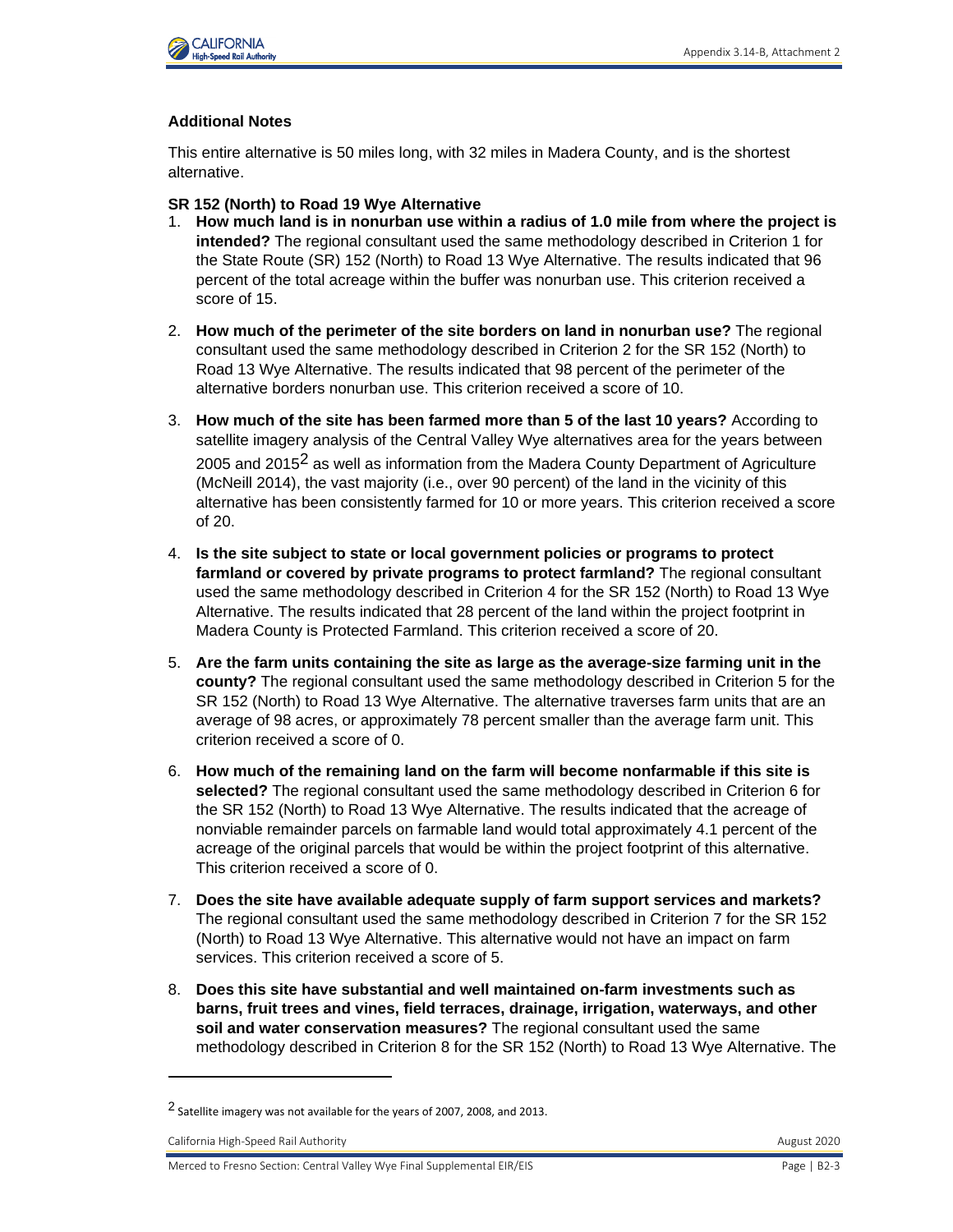### Additional Notes

This entire alternative is 50 miles long, with 32 miles in Madera County, and is the shortest alternative.

**SR 152 (North) to Road 19 Wye Alternative**

1. **How much land is in nonurban use within a radius of 1.0 mile from where the project is intended?** The regional consultant used the same methodology described in Criterion 1 for the State Route (SR) 152 (North) to Road 13 Wye Alternative. The results indicated that 96 percent of the total acreage within the buffer was nonurban use. This criterion received a score of 15.
2. **How much of the perimeter of the site borders on land in nonurban use?** The regional consultant used the same methodology described in Criterion 2 for the SR 152 (North) to Road 13 Wye Alternative. The results indicated that 98 percent of the perimeter of the alternative borders nonurban use. This criterion received a score of 10.
3. **How much of the site has been farmed more than 5 of the last 10 years?** According to satellite imagery analysis of the Central Valley Wye alternatives area for the years between 2005 and 2015[2] as well as information from the Madera County Department of Agriculture (McNeill 2014), the vast majority (i.e., over 90 percent) of the land in the vicinity of this alternative has been consistently farmed for 10 or more years. This criterion received a score of 20.
4. **Is the site subject to state or local government policies or programs to protect farmland or covered by private programs to protect farmland?** The regional consultant used the same methodology described in Criterion 4 for the SR 152 (North) to Road 13 Wye Alternative. The results indicated that 28 percent of the land within the project footprint in Madera County is Protected Farmland. This criterion received a score of 20.
5. **Are the farm units containing the site as large as the average-size farming unit in the county?** The regional consultant used the same methodology described in Criterion 5 for the SR 152 (North) to Road 13 Wye Alternative. The alternative traverses farm units that are an average of 98 acres, or approximately 78 percent smaller than the average farm unit. This criterion received a score of 0.
6. **How much of the remaining land on the farm will become nonfarmable if this site is selected?** The regional consultant used the same methodology described in Criterion 6 for the SR 152 (North) to Road 13 Wye Alternative. The results indicated that the acreage of nonviable remainder parcels on farmable land would total approximately 4.1 percent of the acreage of the original parcels that would be within the project footprint of this alternative. This criterion received a score of 0.
7. **Does the site have available adequate supply of farm support services and markets?** The regional consultant used the same methodology described in Criterion 7 for the SR 152 (North) to Road 13 Wye Alternative. This alternative would not have an impact on farm services. This criterion received a score of 5.
8. **Does this site have substantial and well maintained on-farm investments such as barns, fruit trees and vines, field terraces, drainage, irrigation, waterways, and other soil and water conservation measures?** The regional consultant used the same methodology described in Criterion 8 for the SR 152 (North) to Road 13 Wye Alternative. The

---

[2] Satellite imagery was not available for the years of 2007, 2008, and 2013.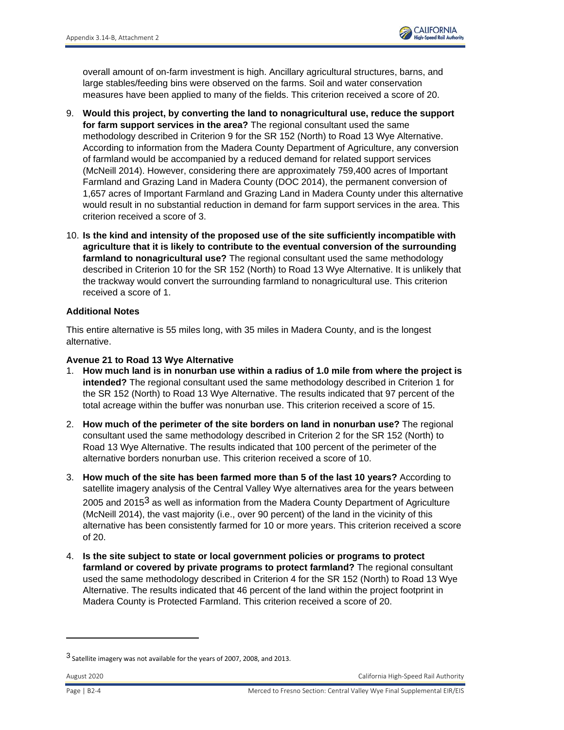overall amount of on-farm investment is high. Ancillary agricultural structures, barns, and large stables/feeding bins were observed on the farms. Soil and water conservation measures have been applied to many of the fields. This criterion received a score of 20.

9. **Would this project, by converting the land to nonagricultural use, reduce the support for farm support services in the area?** The regional consultant used the same methodology described in Criterion 9 for the SR 152 (North) to Road 13 Wye Alternative. According to information from the Madera County Department of Agriculture, any conversion of farmland would be accompanied by a reduced demand for related support services (McNeill 2014). However, considering there are approximately 759,400 acres of Important Farmland and Grazing Land in Madera County (DOC 2014), the permanent conversion of 1,657 acres of Important Farmland and Grazing Land in Madera County under this alternative would result in no substantial reduction in demand for farm support services in the area. This criterion received a score of 3.

10. **Is the kind and intensity of the proposed use of the site sufficiently incompatible with agriculture that it is likely to contribute to the eventual conversion of the surrounding farmland to nonagricultural use?** The regional consultant used the same methodology described in Criterion 10 for the SR 152 (North) to Road 13 Wye Alternative. It is unlikely that the trackway would convert the surrounding farmland to nonagricultural use. This criterion received a score of 1.

**Additional Notes**

This entire alternative is 55 miles long, with 35 miles in Madera County, and is the longest alternative.

**Avenue 21 to Road 13 Wye Alternative**

1. **How much land is in nonurban use within a radius of 1.0 mile from where the project is intended?** The regional consultant used the same methodology described in Criterion 1 for the SR 152 (North) to Road 13 Wye Alternative. The results indicated that 97 percent of the total acreage within the buffer was nonurban use. This criterion received a score of 15.

2. **How much of the perimeter of the site borders on land in nonurban use?** The regional consultant used the same methodology described in Criterion 2 for the SR 152 (North) to Road 13 Wye Alternative. The results indicated that 100 percent of the perimeter of the alternative borders nonurban use. This criterion received a score of 10.

3. **How much of the site has been farmed more than 5 of the last 10 years?** According to satellite imagery analysis of the Central Valley Wye alternatives area for the years between 2005 and 2015[3] as well as information from the Madera County Department of Agriculture (McNeill 2014), the vast majority (i.e., over 90 percent) of the land in the vicinity of this alternative has been consistently farmed for 10 or more years. This criterion received a score of 20.

4. **Is the site subject to state or local government policies or programs to protect farmland or covered by private programs to protect farmland?** The regional consultant used the same methodology described in Criterion 4 for the SR 152 (North) to Road 13 Wye Alternative. The results indicated that 46 percent of the land within the project footprint in Madera County is Protected Farmland. This criterion received a score of 20.

---

[3] Satellite imagery was not available for the years of 2007, 2008, and 2013.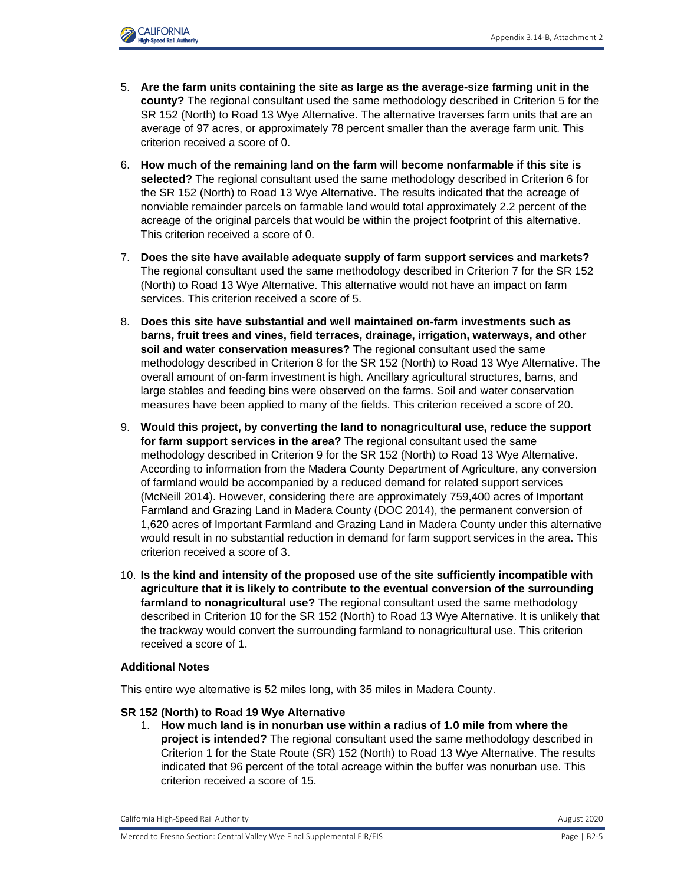5. **Are the farm units containing the site as large as the average-size farming unit in the county?** The regional consultant used the same methodology described in Criterion 5 for the SR 152 (North) to Road 13 Wye Alternative. The alternative traverses farm units that are an average of 97 acres, or approximately 78 percent smaller than the average farm unit. This criterion received a score of 0.

6. **How much of the remaining land on the farm will become nonfarmable if this site is selected?** The regional consultant used the same methodology described in Criterion 6 for the SR 152 (North) to Road 13 Wye Alternative. The results indicated that the acreage of nonviable remainder parcels on farmable land would total approximately 2.2 percent of the acreage of the original parcels that would be within the project footprint of this alternative. This criterion received a score of 0.

7. **Does the site have available adequate supply of farm support services and markets?** The regional consultant used the same methodology described in Criterion 7 for the SR 152 (North) to Road 13 Wye Alternative. This alternative would not have an impact on farm services. This criterion received a score of 5.

8. **Does this site have substantial and well maintained on-farm investments such as barns, fruit trees and vines, field terraces, drainage, irrigation, waterways, and other soil and water conservation measures?** The regional consultant used the same methodology described in Criterion 8 for the SR 152 (North) to Road 13 Wye Alternative. The overall amount of on-farm investment is high. Ancillary agricultural structures, barns, and large stables and feeding bins were observed on the farms. Soil and water conservation measures have been applied to many of the fields. This criterion received a score of 20.

9. **Would this project, by converting the land to nonagricultural use, reduce the support for farm support services in the area?** The regional consultant used the same methodology described in Criterion 9 for the SR 152 (North) to Road 13 Wye Alternative. According to information from the Madera County Department of Agriculture, any conversion of farmland would be accompanied by a reduced demand for related support services (McNeill 2014). However, considering there are approximately 759,400 acres of Important Farmland and Grazing Land in Madera County (DOC 2014), the permanent conversion of 1,620 acres of Important Farmland and Grazing Land in Madera County under this alternative would result in no substantial reduction in demand for farm support services in the area. This criterion received a score of 3.

10. **Is the kind and intensity of the proposed use of the site sufficiently incompatible with agriculture that it is likely to contribute to the eventual conversion of the surrounding farmland to nonagricultural use?** The regional consultant used the same methodology described in Criterion 10 for the SR 152 (North) to Road 13 Wye Alternative. It is unlikely that the trackway would convert the surrounding farmland to nonagricultural use. This criterion received a score of 1.

### Additional Notes

This entire wye alternative is 52 miles long, with 35 miles in Madera County.

### SR 152 (North) to Road 19 Wye Alternative

1. **How much land is in nonurban use within a radius of 1.0 mile from where the project is intended?** The regional consultant used the same methodology described in Criterion 1 for the State Route (SR) 152 (North) to Road 13 Wye Alternative. The results indicated that 96 percent of the total acreage within the buffer was nonurban use. This criterion received a score of 15.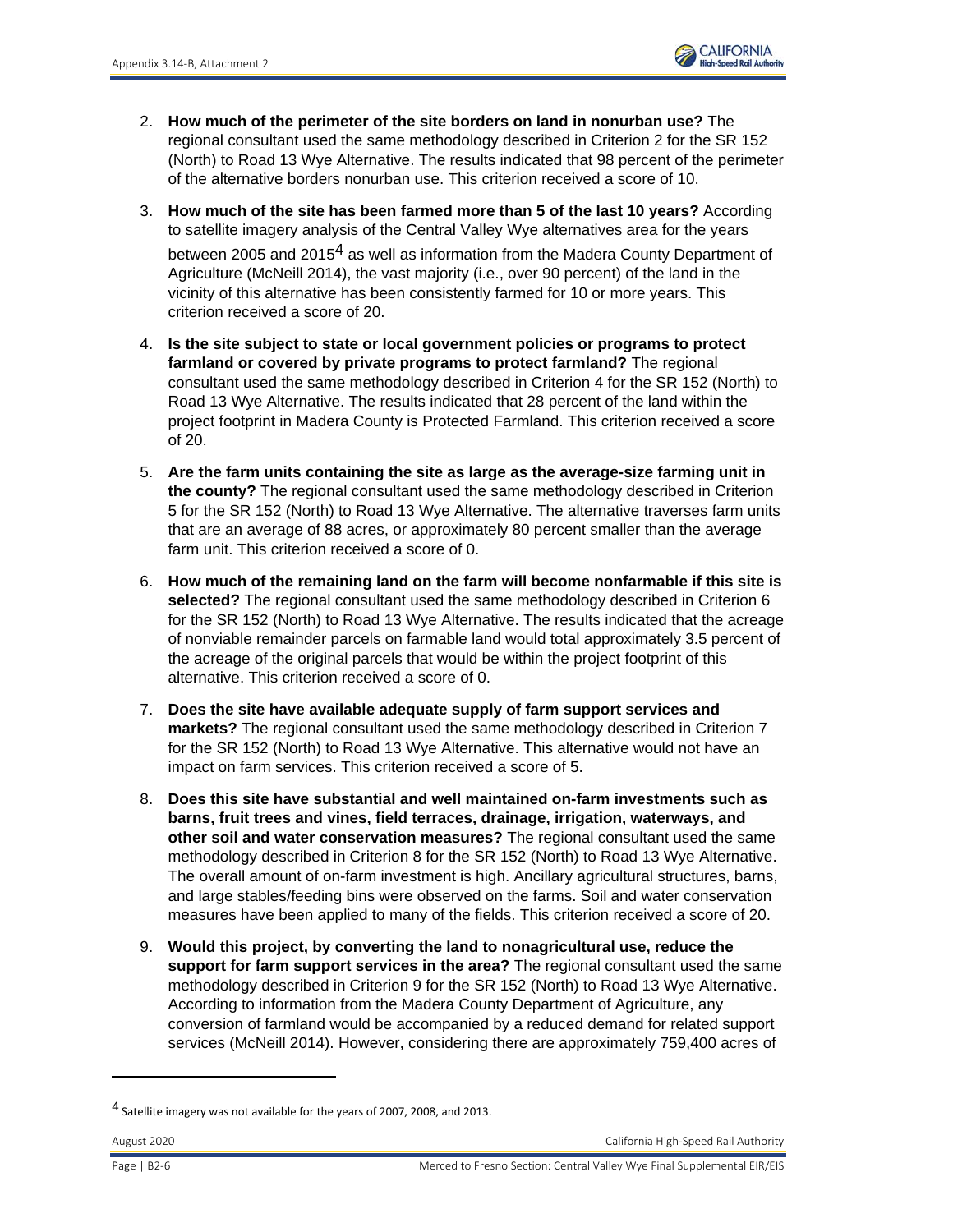2. **How much of the perimeter of the site borders on land in nonurban use?** The regional consultant used the same methodology described in Criterion 2 for the SR 152 (North) to Road 13 Wye Alternative. The results indicated that 98 percent of the perimeter of the alternative borders nonurban use. This criterion received a score of 10.

3. **How much of the site has been farmed more than 5 of the last 10 years?** According to satellite imagery analysis of the Central Valley Wye alternatives area for the years between 2005 and 2015[4] as well as information from the Madera County Department of Agriculture (McNeill 2014), the vast majority (i.e., over 90 percent) of the land in the vicinity of this alternative has been consistently farmed for 10 or more years. This criterion received a score of 20.

4. **Is the site subject to state or local government policies or programs to protect farmland or covered by private programs to protect farmland?** The regional consultant used the same methodology described in Criterion 4 for the SR 152 (North) to Road 13 Wye Alternative. The results indicated that 28 percent of the land within the project footprint in Madera County is Protected Farmland. This criterion received a score of 20.

5. **Are the farm units containing the site as large as the average-size farming unit in the county?** The regional consultant used the same methodology described in Criterion 5 for the SR 152 (North) to Road 13 Wye Alternative. The alternative traverses farm units that are an average of 88 acres, or approximately 80 percent smaller than the average farm unit. This criterion received a score of 0.

6. **How much of the remaining land on the farm will become nonfarmable if this site is selected?** The regional consultant used the same methodology described in Criterion 6 for the SR 152 (North) to Road 13 Wye Alternative. The results indicated that the acreage of nonviable remainder parcels on farmable land would total approximately 3.5 percent of the acreage of the original parcels that would be within the project footprint of this alternative. This criterion received a score of 0.

7. **Does the site have available adequate supply of farm support services and markets?** The regional consultant used the same methodology described in Criterion 7 for the SR 152 (North) to Road 13 Wye Alternative. This alternative would not have an impact on farm services. This criterion received a score of 5.

8. **Does this site have substantial and well maintained on-farm investments such as barns, fruit trees and vines, field terraces, drainage, irrigation, waterways, and other soil and water conservation measures?** The regional consultant used the same methodology described in Criterion 8 for the SR 152 (North) to Road 13 Wye Alternative. The overall amount of on-farm investment is high. Ancillary agricultural structures, barns, and large stables/feeding bins were observed on the farms. Soil and water conservation measures have been applied to many of the fields. This criterion received a score of 20.

9. **Would this project, by converting the land to nonagricultural use, reduce the support for farm support services in the area?** The regional consultant used the same methodology described in Criterion 9 for the SR 152 (North) to Road 13 Wye Alternative. According to information from the Madera County Department of Agriculture, any conversion of farmland would be accompanied by a reduced demand for related support services (McNeill 2014). However, considering there are approximately 759,400 acres of

---

[4] Satellite imagery was not available for the years of 2007, 2008, and 2013.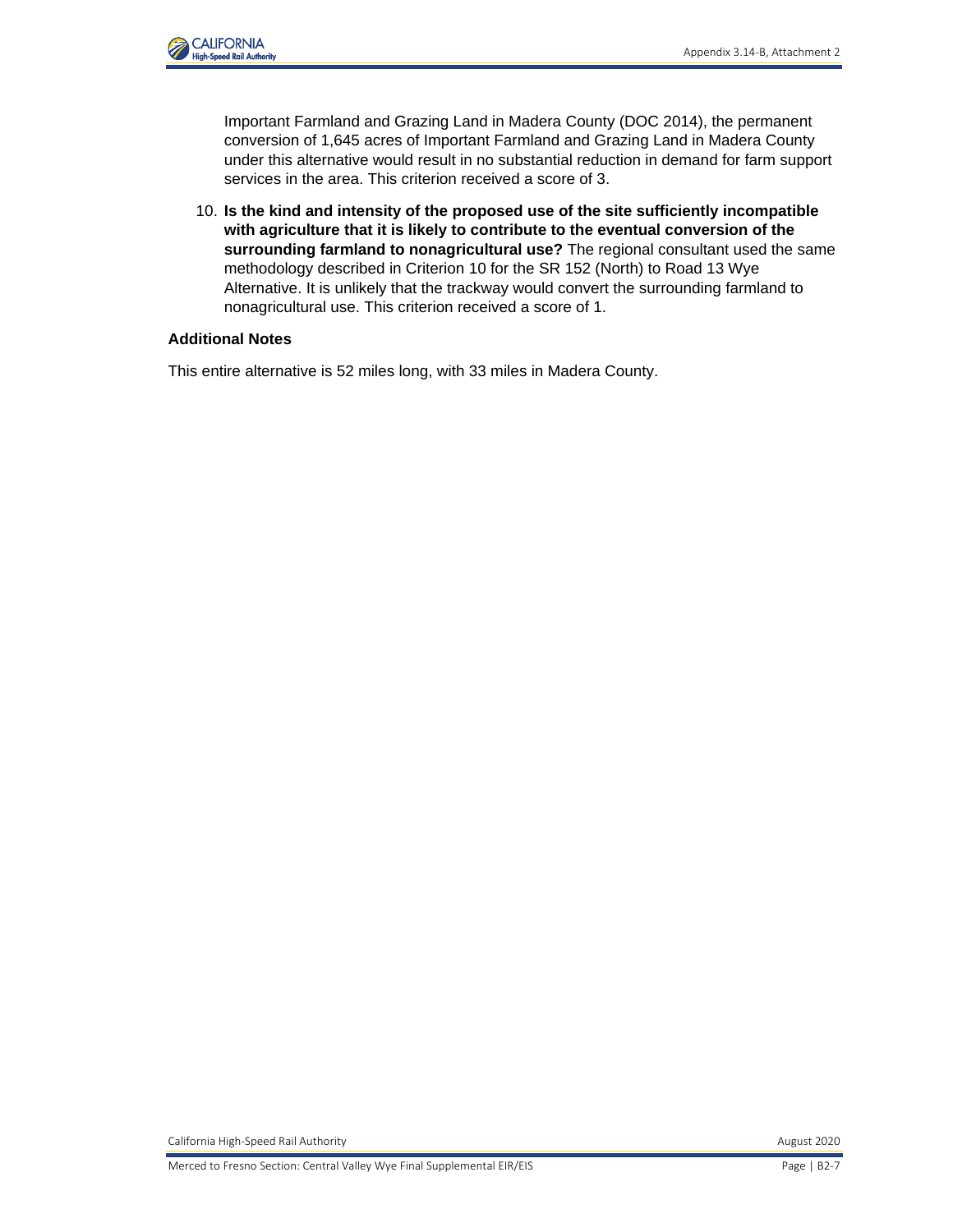Important Farmland and Grazing Land in Madera County (DOC 2014), the permanent conversion of 1,645 acres of Important Farmland and Grazing Land in Madera County under this alternative would result in no substantial reduction in demand for farm support services in the area. This criterion received a score of 3.

10. **Is the kind and intensity of the proposed use of the site sufficiently incompatible with agriculture that it is likely to contribute to the eventual conversion of the surrounding farmland to nonagricultural use?** The regional consultant used the same methodology described in Criterion 10 for the SR 152 (North) to Road 13 Wye Alternative. It is unlikely that the trackway would convert the surrounding farmland to nonagricultural use. This criterion received a score of 1.

**Additional Notes**

This entire alternative is 52 miles long, with 33 miles in Madera County.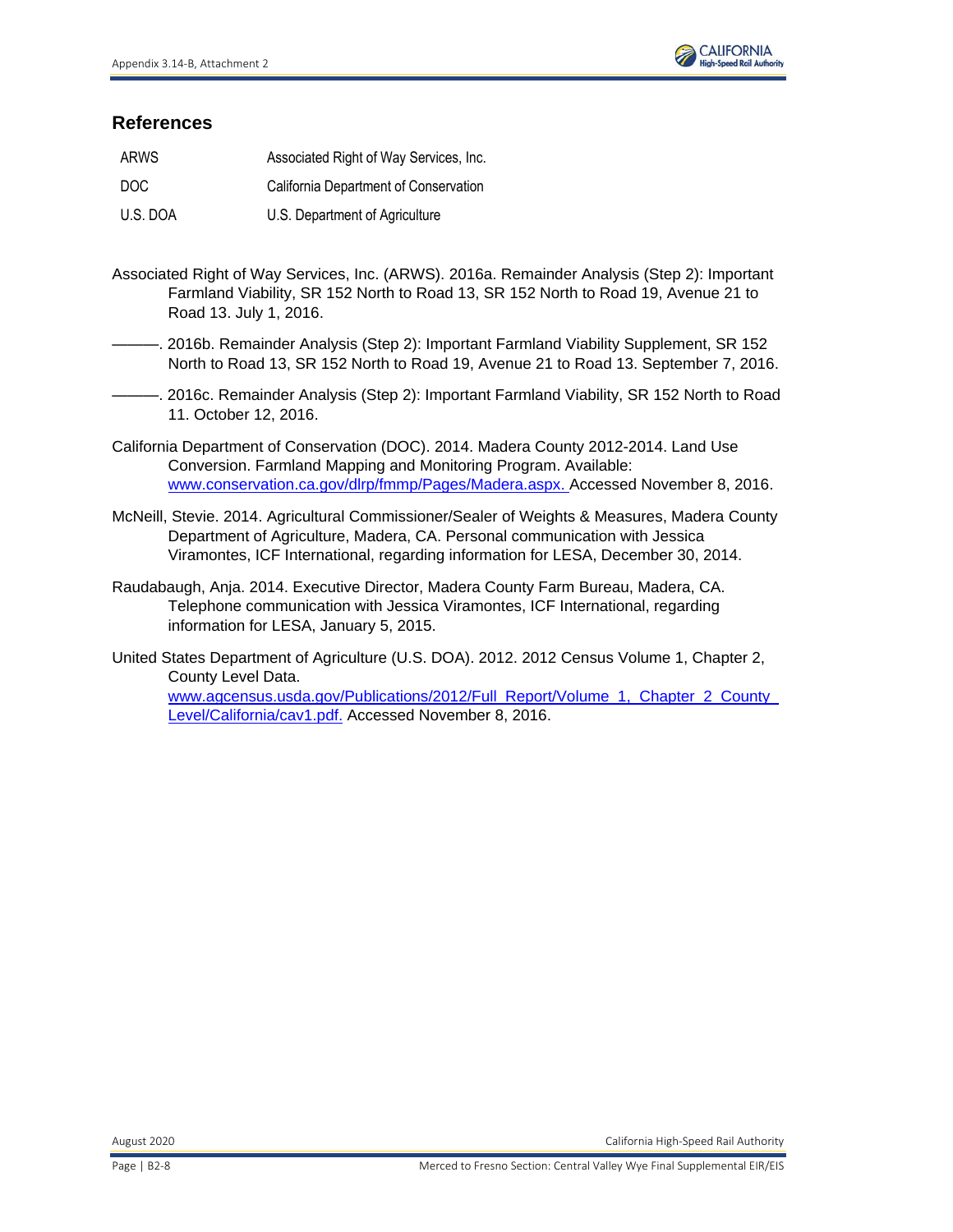## References

| | |
|---|---|
| ARWS | Associated Right of Way Services, Inc. |
| DOC | California Department of Conservation |
| U.S. DOA | U.S. Department of Agriculture |

Associated Right of Way Services, Inc. (ARWS). 2016a. Remainder Analysis (Step 2): Important Farmland Viability, SR 152 North to Road 13, SR 152 North to Road 19, Avenue 21 to Road 13. July 1, 2016.

———. 2016b. Remainder Analysis (Step 2): Important Farmland Viability Supplement, SR 152 North to Road 13, SR 152 North to Road 19, Avenue 21 to Road 13. September 7, 2016.

———. 2016c. Remainder Analysis (Step 2): Important Farmland Viability, SR 152 North to Road 11. October 12, 2016.

California Department of Conservation (DOC). 2014. Madera County 2012-2014. Land Use Conversion. Farmland Mapping and Monitoring Program. Available: www.conservation.ca.gov/dlrp/fmmp/Pages/Madera.aspx. Accessed November 8, 2016.

McNeill, Stevie. 2014. Agricultural Commissioner/Sealer of Weights & Measures, Madera County Department of Agriculture, Madera, CA. Personal communication with Jessica Viramontes, ICF International, regarding information for LESA, December 30, 2014.

Raudabaugh, Anja. 2014. Executive Director, Madera County Farm Bureau, Madera, CA. Telephone communication with Jessica Viramontes, ICF International, regarding information for LESA, January 5, 2015.

United States Department of Agriculture (U.S. DOA). 2012. 2012 Census Volume 1, Chapter 2, County Level Data. www.agcensus.usda.gov/Publications/2012/Full_Report/Volume_1,_Chapter_2_County_Level/California/cav1.pdf. Accessed November 8, 2016.